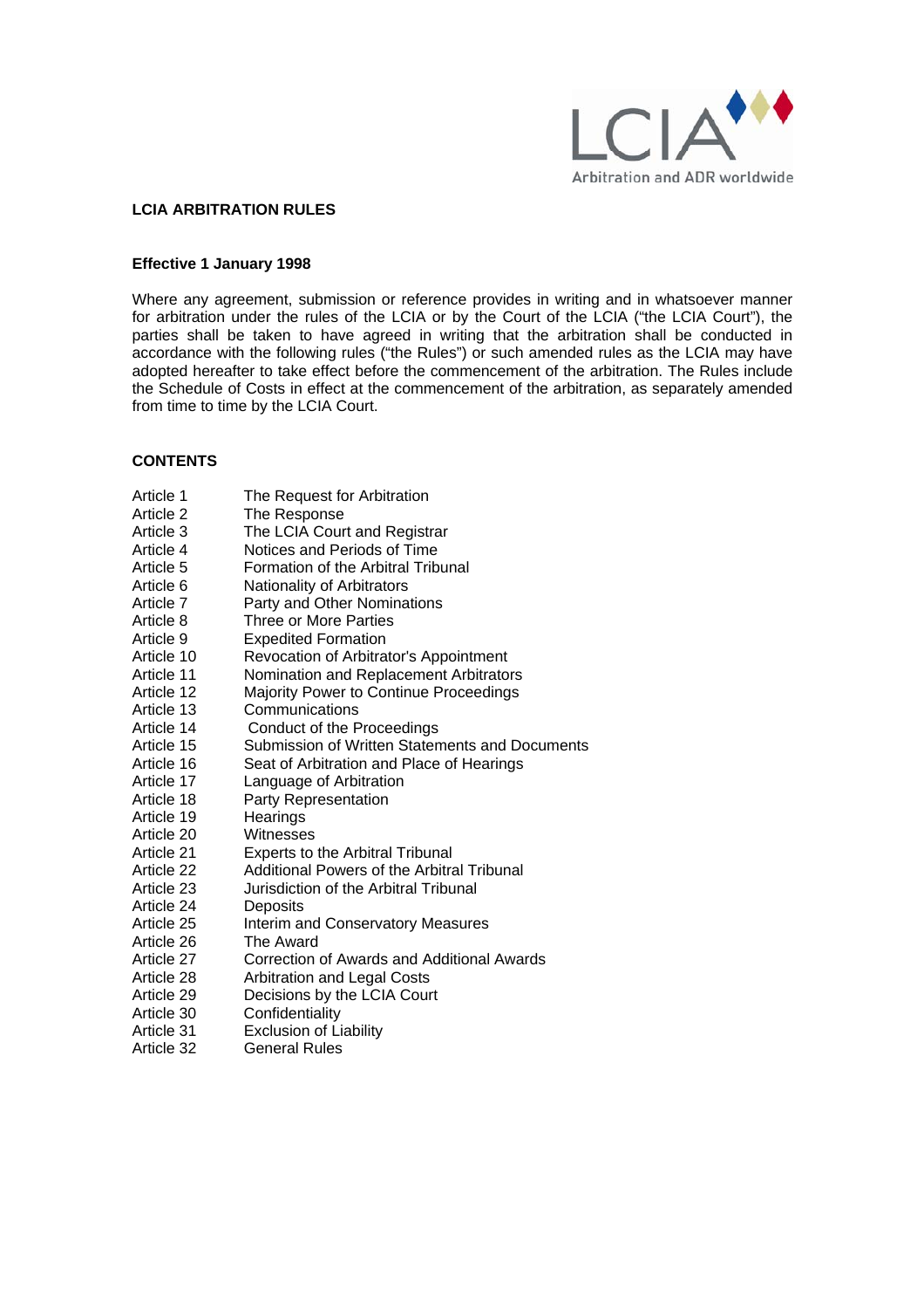# LCIA ARBITRATION RULES

**Effective 1 January 1998**

Where any agreement, submission or reference provides in writing and in whatsoever manner for arbitration under the rules of the LCIA or by the Court of the LCIA ("the LCIA Court"), the parties shall be taken to have agreed in writing that the arbitration shall be conducted in accordance with the following rules ("the Rules") or such amended rules as the LCIA may have adopted hereafter to take effect before the commencement of the arbitration. The Rules include the Schedule of Costs in effect at the commencement of the arbitration, as separately amended from time to time by the LCIA Court.

## CONTENTS

| | |
|---|---|
| Article 1 | The Request for Arbitration |
| Article 2 | The Response |
| Article 3 | The LCIA Court and Registrar |
| Article 4 | Notices and Periods of Time |
| Article 5 | Formation of the Arbitral Tribunal |
| Article 6 | Nationality of Arbitrators |
| Article 7 | Party and Other Nominations |
| Article 8 | Three or More Parties |
| Article 9 | Expedited Formation |
| Article 10 | Revocation of Arbitrator's Appointment |
| Article 11 | Nomination and Replacement Arbitrators |
| Article 12 | Majority Power to Continue Proceedings |
| Article 13 | Communications |
| Article 14 | Conduct of the Proceedings |
| Article 15 | Submission of Written Statements and Documents |
| Article 16 | Seat of Arbitration and Place of Hearings |
| Article 17 | Language of Arbitration |
| Article 18 | Party Representation |
| Article 19 | Hearings |
| Article 20 | Witnesses |
| Article 21 | Experts to the Arbitral Tribunal |
| Article 22 | Additional Powers of the Arbitral Tribunal |
| Article 23 | Jurisdiction of the Arbitral Tribunal |
| Article 24 | Deposits |
| Article 25 | Interim and Conservatory Measures |
| Article 26 | The Award |
| Article 27 | Correction of Awards and Additional Awards |
| Article 28 | Arbitration and Legal Costs |
| Article 29 | Decisions by the LCIA Court |
| Article 30 | Confidentiality |
| Article 31 | Exclusion of Liability |
| Article 32 | General Rules |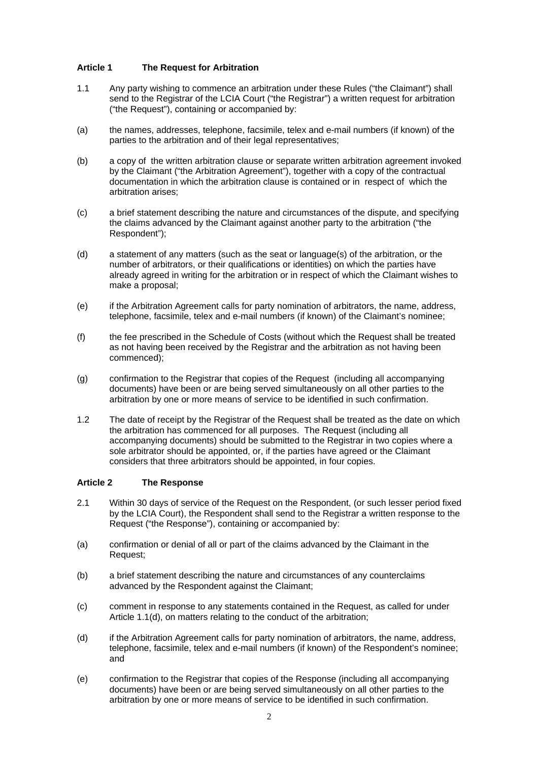### Article 1 The Request for Arbitration

1.1 Any party wishing to commence an arbitration under these Rules ("the Claimant") shall send to the Registrar of the LCIA Court ("the Registrar") a written request for arbitration ("the Request"), containing or accompanied by:

(a) the names, addresses, telephone, facsimile, telex and e-mail numbers (if known) of the parties to the arbitration and of their legal representatives;

(b) a copy of the written arbitration clause or separate written arbitration agreement invoked by the Claimant ("the Arbitration Agreement"), together with a copy of the contractual documentation in which the arbitration clause is contained or in respect of which the arbitration arises;

(c) a brief statement describing the nature and circumstances of the dispute, and specifying the claims advanced by the Claimant against another party to the arbitration ("the Respondent");

(d) a statement of any matters (such as the seat or language(s) of the arbitration, or the number of arbitrators, or their qualifications or identities) on which the parties have already agreed in writing for the arbitration or in respect of which the Claimant wishes to make a proposal;

(e) if the Arbitration Agreement calls for party nomination of arbitrators, the name, address, telephone, facsimile, telex and e-mail numbers (if known) of the Claimant's nominee;

(f) the fee prescribed in the Schedule of Costs (without which the Request shall be treated as not having been received by the Registrar and the arbitration as not having been commenced);

(g) confirmation to the Registrar that copies of the Request (including all accompanying documents) have been or are being served simultaneously on all other parties to the arbitration by one or more means of service to be identified in such confirmation.

1.2 The date of receipt by the Registrar of the Request shall be treated as the date on which the arbitration has commenced for all purposes. The Request (including all accompanying documents) should be submitted to the Registrar in two copies where a sole arbitrator should be appointed, or, if the parties have agreed or the Claimant considers that three arbitrators should be appointed, in four copies.

### Article 2 The Response

2.1 Within 30 days of service of the Request on the Respondent, (or such lesser period fixed by the LCIA Court), the Respondent shall send to the Registrar a written response to the Request ("the Response"), containing or accompanied by:

(a) confirmation or denial of all or part of the claims advanced by the Claimant in the Request;

(b) a brief statement describing the nature and circumstances of any counterclaims advanced by the Respondent against the Claimant;

(c) comment in response to any statements contained in the Request, as called for under Article 1.1(d), on matters relating to the conduct of the arbitration;

(d) if the Arbitration Agreement calls for party nomination of arbitrators, the name, address, telephone, facsimile, telex and e-mail numbers (if known) of the Respondent's nominee; and

(e) confirmation to the Registrar that copies of the Response (including all accompanying documents) have been or are being served simultaneously on all other parties to the arbitration by one or more means of service to be identified in such confirmation.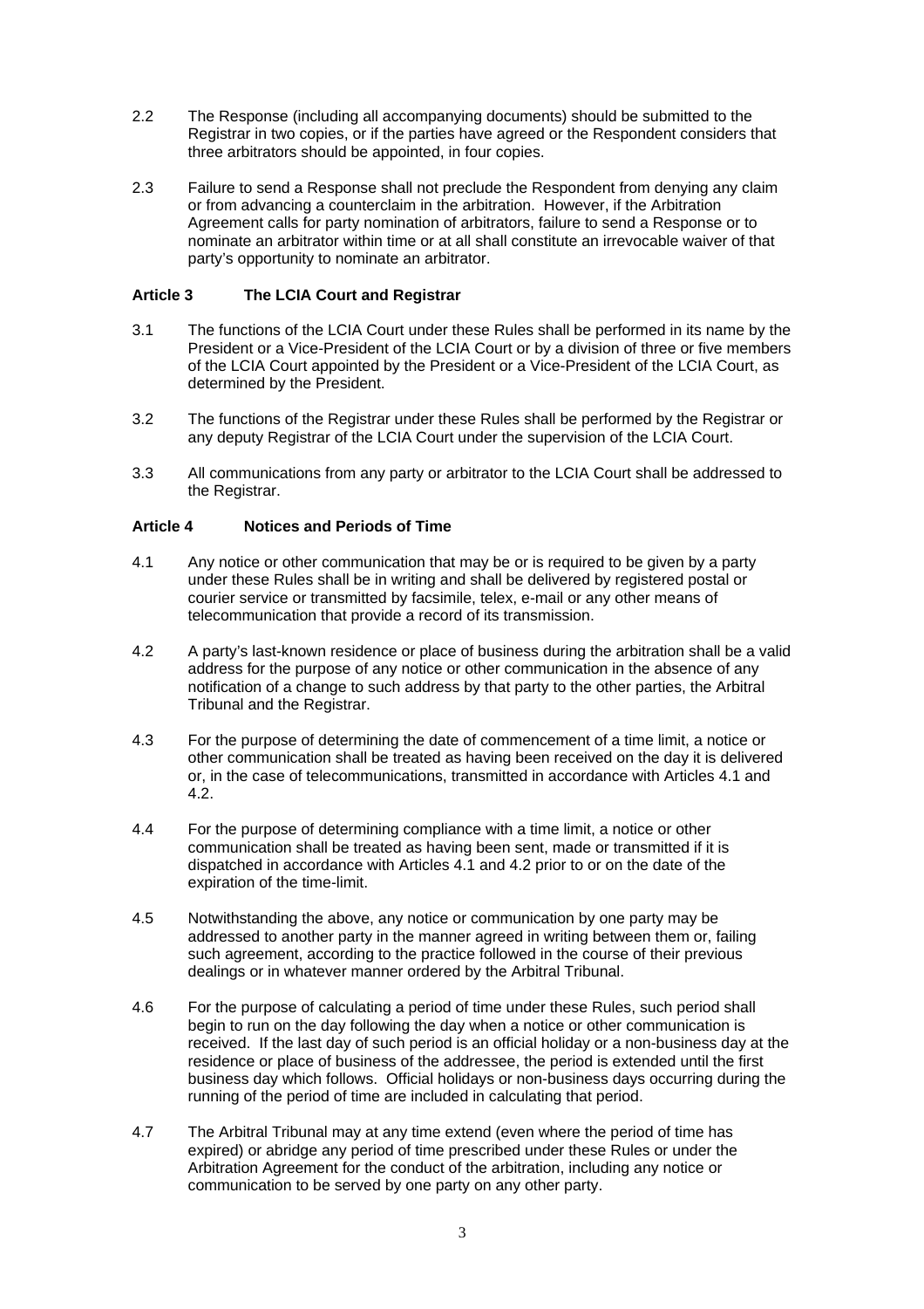2.2 The Response (including all accompanying documents) should be submitted to the Registrar in two copies, or if the parties have agreed or the Respondent considers that three arbitrators should be appointed, in four copies.

2.3 Failure to send a Response shall not preclude the Respondent from denying any claim or from advancing a counterclaim in the arbitration. However, if the Arbitration Agreement calls for party nomination of arbitrators, failure to send a Response or to nominate an arbitrator within time or at all shall constitute an irrevocable waiver of that party's opportunity to nominate an arbitrator.

### Article 3 The LCIA Court and Registrar

3.1 The functions of the LCIA Court under these Rules shall be performed in its name by the President or a Vice-President of the LCIA Court or by a division of three or five members of the LCIA Court appointed by the President or a Vice-President of the LCIA Court, as determined by the President.

3.2 The functions of the Registrar under these Rules shall be performed by the Registrar or any deputy Registrar of the LCIA Court under the supervision of the LCIA Court.

3.3 All communications from any party or arbitrator to the LCIA Court shall be addressed to the Registrar.

### Article 4 Notices and Periods of Time

4.1 Any notice or other communication that may be or is required to be given by a party under these Rules shall be in writing and shall be delivered by registered postal or courier service or transmitted by facsimile, telex, e-mail or any other means of telecommunication that provide a record of its transmission.

4.2 A party's last-known residence or place of business during the arbitration shall be a valid address for the purpose of any notice or other communication in the absence of any notification of a change to such address by that party to the other parties, the Arbitral Tribunal and the Registrar.

4.3 For the purpose of determining the date of commencement of a time limit, a notice or other communication shall be treated as having been received on the day it is delivered or, in the case of telecommunications, transmitted in accordance with Articles 4.1 and 4.2.

4.4 For the purpose of determining compliance with a time limit, a notice or other communication shall be treated as having been sent, made or transmitted if it is dispatched in accordance with Articles 4.1 and 4.2 prior to or on the date of the expiration of the time-limit.

4.5 Notwithstanding the above, any notice or communication by one party may be addressed to another party in the manner agreed in writing between them or, failing such agreement, according to the practice followed in the course of their previous dealings or in whatever manner ordered by the Arbitral Tribunal.

4.6 For the purpose of calculating a period of time under these Rules, such period shall begin to run on the day following the day when a notice or other communication is received. If the last day of such period is an official holiday or a non-business day at the residence or place of business of the addressee, the period is extended until the first business day which follows. Official holidays or non-business days occurring during the running of the period of time are included in calculating that period.

4.7 The Arbitral Tribunal may at any time extend (even where the period of time has expired) or abridge any period of time prescribed under these Rules or under the Arbitration Agreement for the conduct of the arbitration, including any notice or communication to be served by one party on any other party.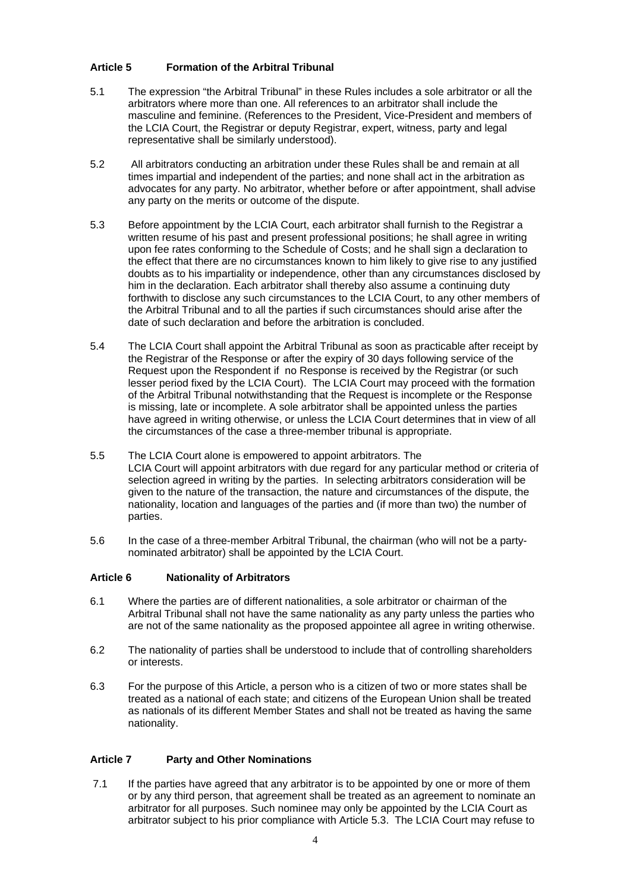### Article 5 Formation of the Arbitral Tribunal

5.1 The expression "the Arbitral Tribunal" in these Rules includes a sole arbitrator or all the arbitrators where more than one. All references to an arbitrator shall include the masculine and feminine. (References to the President, Vice-President and members of the LCIA Court, the Registrar or deputy Registrar, expert, witness, party and legal representative shall be similarly understood).

5.2 All arbitrators conducting an arbitration under these Rules shall be and remain at all times impartial and independent of the parties; and none shall act in the arbitration as advocates for any party. No arbitrator, whether before or after appointment, shall advise any party on the merits or outcome of the dispute.

5.3 Before appointment by the LCIA Court, each arbitrator shall furnish to the Registrar a written resume of his past and present professional positions; he shall agree in writing upon fee rates conforming to the Schedule of Costs; and he shall sign a declaration to the effect that there are no circumstances known to him likely to give rise to any justified doubts as to his impartiality or independence, other than any circumstances disclosed by him in the declaration. Each arbitrator shall thereby also assume a continuing duty forthwith to disclose any such circumstances to the LCIA Court, to any other members of the Arbitral Tribunal and to all the parties if such circumstances should arise after the date of such declaration and before the arbitration is concluded.

5.4 The LCIA Court shall appoint the Arbitral Tribunal as soon as practicable after receipt by the Registrar of the Response or after the expiry of 30 days following service of the Request upon the Respondent if no Response is received by the Registrar (or such lesser period fixed by the LCIA Court). The LCIA Court may proceed with the formation of the Arbitral Tribunal notwithstanding that the Request is incomplete or the Response is missing, late or incomplete. A sole arbitrator shall be appointed unless the parties have agreed in writing otherwise, or unless the LCIA Court determines that in view of all the circumstances of the case a three-member tribunal is appropriate.

5.5 The LCIA Court alone is empowered to appoint arbitrators. The LCIA Court will appoint arbitrators with due regard for any particular method or criteria of selection agreed in writing by the parties. In selecting arbitrators consideration will be given to the nature of the transaction, the nature and circumstances of the dispute, the nationality, location and languages of the parties and (if more than two) the number of parties.

5.6 In the case of a three-member Arbitral Tribunal, the chairman (who will not be a party-nominated arbitrator) shall be appointed by the LCIA Court.

### Article 6 Nationality of Arbitrators

6.1 Where the parties are of different nationalities, a sole arbitrator or chairman of the Arbitral Tribunal shall not have the same nationality as any party unless the parties who are not of the same nationality as the proposed appointee all agree in writing otherwise.

6.2 The nationality of parties shall be understood to include that of controlling shareholders or interests.

6.3 For the purpose of this Article, a person who is a citizen of two or more states shall be treated as a national of each state; and citizens of the European Union shall be treated as nationals of its different Member States and shall not be treated as having the same nationality.

### Article 7 Party and Other Nominations

7.1 If the parties have agreed that any arbitrator is to be appointed by one or more of them or by any third person, that agreement shall be treated as an agreement to nominate an arbitrator for all purposes. Such nominee may only be appointed by the LCIA Court as arbitrator subject to his prior compliance with Article 5.3. The LCIA Court may refuse to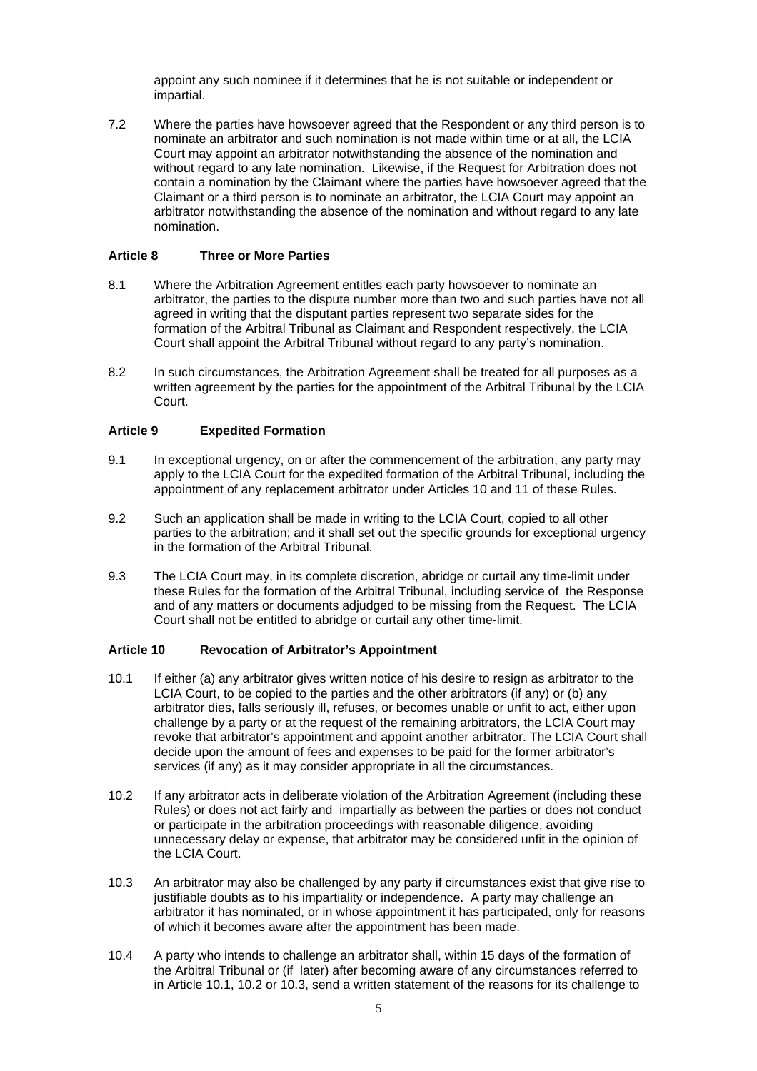appoint any such nominee if it determines that he is not suitable or independent or impartial.

7.2 Where the parties have howsoever agreed that the Respondent or any third person is to nominate an arbitrator and such nomination is not made within time or at all, the LCIA Court may appoint an arbitrator notwithstanding the absence of the nomination and without regard to any late nomination. Likewise, if the Request for Arbitration does not contain a nomination by the Claimant where the parties have howsoever agreed that the Claimant or a third person is to nominate an arbitrator, the LCIA Court may appoint an arbitrator notwithstanding the absence of the nomination and without regard to any late nomination.

### Article 8 Three or More Parties

8.1 Where the Arbitration Agreement entitles each party howsoever to nominate an arbitrator, the parties to the dispute number more than two and such parties have not all agreed in writing that the disputant parties represent two separate sides for the formation of the Arbitral Tribunal as Claimant and Respondent respectively, the LCIA Court shall appoint the Arbitral Tribunal without regard to any party's nomination.

8.2 In such circumstances, the Arbitration Agreement shall be treated for all purposes as a written agreement by the parties for the appointment of the Arbitral Tribunal by the LCIA Court.

### Article 9 Expedited Formation

9.1 In exceptional urgency, on or after the commencement of the arbitration, any party may apply to the LCIA Court for the expedited formation of the Arbitral Tribunal, including the appointment of any replacement arbitrator under Articles 10 and 11 of these Rules.

9.2 Such an application shall be made in writing to the LCIA Court, copied to all other parties to the arbitration; and it shall set out the specific grounds for exceptional urgency in the formation of the Arbitral Tribunal.

9.3 The LCIA Court may, in its complete discretion, abridge or curtail any time-limit under these Rules for the formation of the Arbitral Tribunal, including service of the Response and of any matters or documents adjudged to be missing from the Request. The LCIA Court shall not be entitled to abridge or curtail any other time-limit.

### Article 10 Revocation of Arbitrator's Appointment

10.1 If either (a) any arbitrator gives written notice of his desire to resign as arbitrator to the LCIA Court, to be copied to the parties and the other arbitrators (if any) or (b) any arbitrator dies, falls seriously ill, refuses, or becomes unable or unfit to act, either upon challenge by a party or at the request of the remaining arbitrators, the LCIA Court may revoke that arbitrator's appointment and appoint another arbitrator. The LCIA Court shall decide upon the amount of fees and expenses to be paid for the former arbitrator's services (if any) as it may consider appropriate in all the circumstances.

10.2 If any arbitrator acts in deliberate violation of the Arbitration Agreement (including these Rules) or does not act fairly and impartially as between the parties or does not conduct or participate in the arbitration proceedings with reasonable diligence, avoiding unnecessary delay or expense, that arbitrator may be considered unfit in the opinion of the LCIA Court.

10.3 An arbitrator may also be challenged by any party if circumstances exist that give rise to justifiable doubts as to his impartiality or independence. A party may challenge an arbitrator it has nominated, or in whose appointment it has participated, only for reasons of which it becomes aware after the appointment has been made.

10.4 A party who intends to challenge an arbitrator shall, within 15 days of the formation of the Arbitral Tribunal or (if later) after becoming aware of any circumstances referred to in Article 10.1, 10.2 or 10.3, send a written statement of the reasons for its challenge to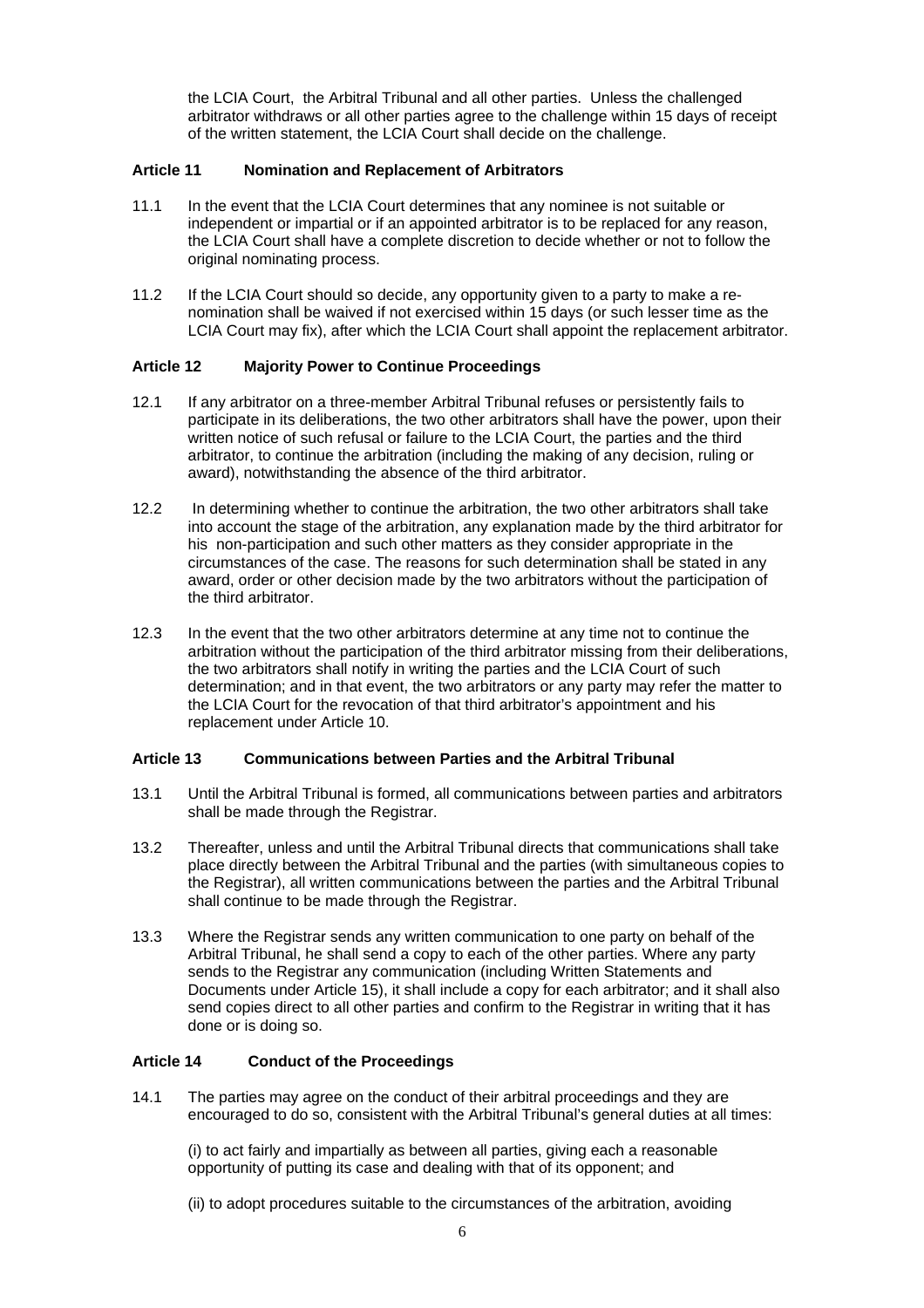the LCIA Court, the Arbitral Tribunal and all other parties. Unless the challenged arbitrator withdraws or all other parties agree to the challenge within 15 days of receipt of the written statement, the LCIA Court shall decide on the challenge.

### Article 11 Nomination and Replacement of Arbitrators

11.1 In the event that the LCIA Court determines that any nominee is not suitable or independent or impartial or if an appointed arbitrator is to be replaced for any reason, the LCIA Court shall have a complete discretion to decide whether or not to follow the original nominating process.

11.2 If the LCIA Court should so decide, any opportunity given to a party to make a re-nomination shall be waived if not exercised within 15 days (or such lesser time as the LCIA Court may fix), after which the LCIA Court shall appoint the replacement arbitrator.

### Article 12 Majority Power to Continue Proceedings

12.1 If any arbitrator on a three-member Arbitral Tribunal refuses or persistently fails to participate in its deliberations, the two other arbitrators shall have the power, upon their written notice of such refusal or failure to the LCIA Court, the parties and the third arbitrator, to continue the arbitration (including the making of any decision, ruling or award), notwithstanding the absence of the third arbitrator.

12.2 In determining whether to continue the arbitration, the two other arbitrators shall take into account the stage of the arbitration, any explanation made by the third arbitrator for his non-participation and such other matters as they consider appropriate in the circumstances of the case. The reasons for such determination shall be stated in any award, order or other decision made by the two arbitrators without the participation of the third arbitrator.

12.3 In the event that the two other arbitrators determine at any time not to continue the arbitration without the participation of the third arbitrator missing from their deliberations, the two arbitrators shall notify in writing the parties and the LCIA Court of such determination; and in that event, the two arbitrators or any party may refer the matter to the LCIA Court for the revocation of that third arbitrator's appointment and his replacement under Article 10.

### Article 13 Communications between Parties and the Arbitral Tribunal

13.1 Until the Arbitral Tribunal is formed, all communications between parties and arbitrators shall be made through the Registrar.

13.2 Thereafter, unless and until the Arbitral Tribunal directs that communications shall take place directly between the Arbitral Tribunal and the parties (with simultaneous copies to the Registrar), all written communications between the parties and the Arbitral Tribunal shall continue to be made through the Registrar.

13.3 Where the Registrar sends any written communication to one party on behalf of the Arbitral Tribunal, he shall send a copy to each of the other parties. Where any party sends to the Registrar any communication (including Written Statements and Documents under Article 15), it shall include a copy for each arbitrator; and it shall also send copies direct to all other parties and confirm to the Registrar in writing that it has done or is doing so.

### Article 14 Conduct of the Proceedings

14.1 The parties may agree on the conduct of their arbitral proceedings and they are encouraged to do so, consistent with the Arbitral Tribunal's general duties at all times:

(i) to act fairly and impartially as between all parties, giving each a reasonable opportunity of putting its case and dealing with that of its opponent; and

(ii) to adopt procedures suitable to the circumstances of the arbitration, avoiding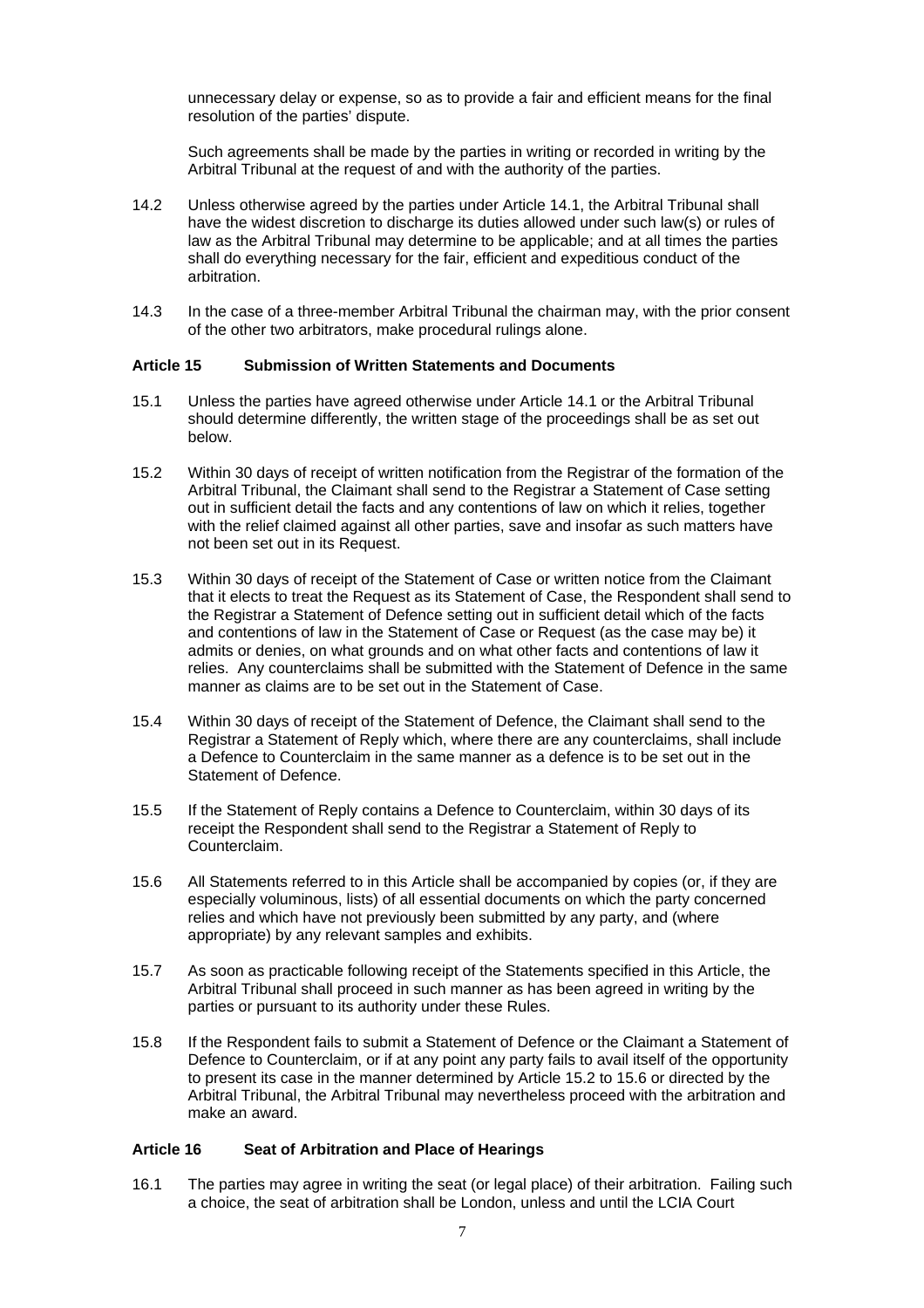unnecessary delay or expense, so as to provide a fair and efficient means for the final resolution of the parties' dispute.

Such agreements shall be made by the parties in writing or recorded in writing by the Arbitral Tribunal at the request of and with the authority of the parties.

14.2 Unless otherwise agreed by the parties under Article 14.1, the Arbitral Tribunal shall have the widest discretion to discharge its duties allowed under such law(s) or rules of law as the Arbitral Tribunal may determine to be applicable; and at all times the parties shall do everything necessary for the fair, efficient and expeditious conduct of the arbitration.

14.3 In the case of a three-member Arbitral Tribunal the chairman may, with the prior consent of the other two arbitrators, make procedural rulings alone.

### Article 15 Submission of Written Statements and Documents

15.1 Unless the parties have agreed otherwise under Article 14.1 or the Arbitral Tribunal should determine differently, the written stage of the proceedings shall be as set out below.

15.2 Within 30 days of receipt of written notification from the Registrar of the formation of the Arbitral Tribunal, the Claimant shall send to the Registrar a Statement of Case setting out in sufficient detail the facts and any contentions of law on which it relies, together with the relief claimed against all other parties, save and insofar as such matters have not been set out in its Request.

15.3 Within 30 days of receipt of the Statement of Case or written notice from the Claimant that it elects to treat the Request as its Statement of Case, the Respondent shall send to the Registrar a Statement of Defence setting out in sufficient detail which of the facts and contentions of law in the Statement of Case or Request (as the case may be) it admits or denies, on what grounds and on what other facts and contentions of law it relies. Any counterclaims shall be submitted with the Statement of Defence in the same manner as claims are to be set out in the Statement of Case.

15.4 Within 30 days of receipt of the Statement of Defence, the Claimant shall send to the Registrar a Statement of Reply which, where there are any counterclaims, shall include a Defence to Counterclaim in the same manner as a defence is to be set out in the Statement of Defence.

15.5 If the Statement of Reply contains a Defence to Counterclaim, within 30 days of its receipt the Respondent shall send to the Registrar a Statement of Reply to Counterclaim.

15.6 All Statements referred to in this Article shall be accompanied by copies (or, if they are especially voluminous, lists) of all essential documents on which the party concerned relies and which have not previously been submitted by any party, and (where appropriate) by any relevant samples and exhibits.

15.7 As soon as practicable following receipt of the Statements specified in this Article, the Arbitral Tribunal shall proceed in such manner as has been agreed in writing by the parties or pursuant to its authority under these Rules.

15.8 If the Respondent fails to submit a Statement of Defence or the Claimant a Statement of Defence to Counterclaim, or if at any point any party fails to avail itself of the opportunity to present its case in the manner determined by Article 15.2 to 15.6 or directed by the Arbitral Tribunal, the Arbitral Tribunal may nevertheless proceed with the arbitration and make an award.

### Article 16 Seat of Arbitration and Place of Hearings

16.1 The parties may agree in writing the seat (or legal place) of their arbitration. Failing such a choice, the seat of arbitration shall be London, unless and until the LCIA Court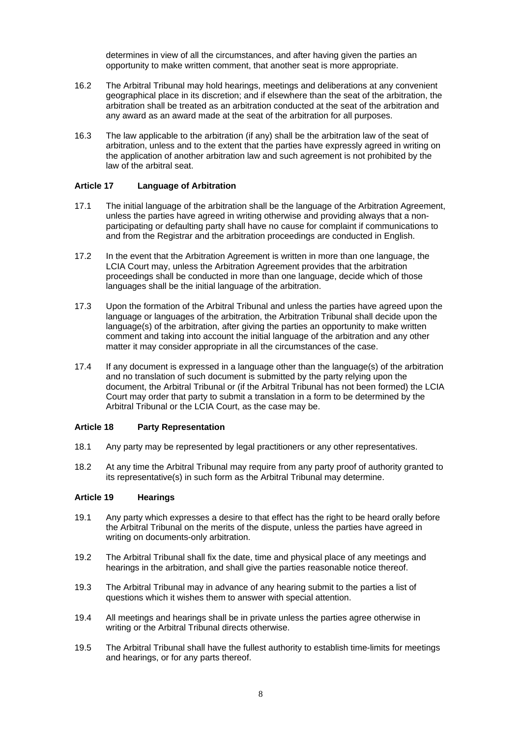determines in view of all the circumstances, and after having given the parties an opportunity to make written comment, that another seat is more appropriate.

16.2 The Arbitral Tribunal may hold hearings, meetings and deliberations at any convenient geographical place in its discretion; and if elsewhere than the seat of the arbitration, the arbitration shall be treated as an arbitration conducted at the seat of the arbitration and any award as an award made at the seat of the arbitration for all purposes.

16.3 The law applicable to the arbitration (if any) shall be the arbitration law of the seat of arbitration, unless and to the extent that the parties have expressly agreed in writing on the application of another arbitration law and such agreement is not prohibited by the law of the arbitral seat.

### Article 17 Language of Arbitration

17.1 The initial language of the arbitration shall be the language of the Arbitration Agreement, unless the parties have agreed in writing otherwise and providing always that a non-participating or defaulting party shall have no cause for complaint if communications to and from the Registrar and the arbitration proceedings are conducted in English.

17.2 In the event that the Arbitration Agreement is written in more than one language, the LCIA Court may, unless the Arbitration Agreement provides that the arbitration proceedings shall be conducted in more than one language, decide which of those languages shall be the initial language of the arbitration.

17.3 Upon the formation of the Arbitral Tribunal and unless the parties have agreed upon the language or languages of the arbitration, the Arbitration Tribunal shall decide upon the language(s) of the arbitration, after giving the parties an opportunity to make written comment and taking into account the initial language of the arbitration and any other matter it may consider appropriate in all the circumstances of the case.

17.4 If any document is expressed in a language other than the language(s) of the arbitration and no translation of such document is submitted by the party relying upon the document, the Arbitral Tribunal or (if the Arbitral Tribunal has not been formed) the LCIA Court may order that party to submit a translation in a form to be determined by the Arbitral Tribunal or the LCIA Court, as the case may be.

### Article 18 Party Representation

18.1 Any party may be represented by legal practitioners or any other representatives.

18.2 At any time the Arbitral Tribunal may require from any party proof of authority granted to its representative(s) in such form as the Arbitral Tribunal may determine.

### Article 19 Hearings

19.1 Any party which expresses a desire to that effect has the right to be heard orally before the Arbitral Tribunal on the merits of the dispute, unless the parties have agreed in writing on documents-only arbitration.

19.2 The Arbitral Tribunal shall fix the date, time and physical place of any meetings and hearings in the arbitration, and shall give the parties reasonable notice thereof.

19.3 The Arbitral Tribunal may in advance of any hearing submit to the parties a list of questions which it wishes them to answer with special attention.

19.4 All meetings and hearings shall be in private unless the parties agree otherwise in writing or the Arbitral Tribunal directs otherwise.

19.5 The Arbitral Tribunal shall have the fullest authority to establish time-limits for meetings and hearings, or for any parts thereof.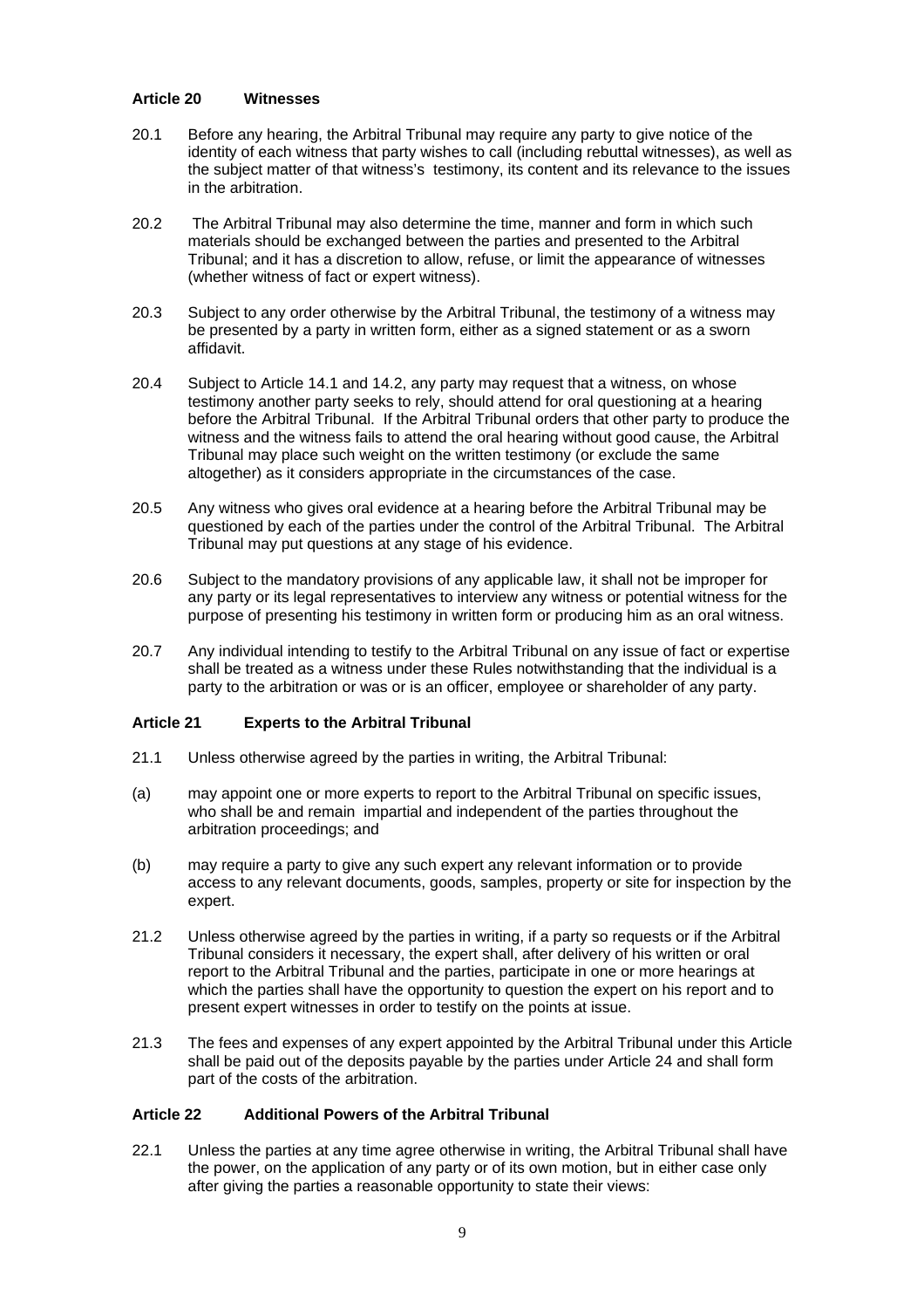### Article 20 Witnesses

20.1 Before any hearing, the Arbitral Tribunal may require any party to give notice of the identity of each witness that party wishes to call (including rebuttal witnesses), as well as the subject matter of that witness's testimony, its content and its relevance to the issues in the arbitration.

20.2 The Arbitral Tribunal may also determine the time, manner and form in which such materials should be exchanged between the parties and presented to the Arbitral Tribunal; and it has a discretion to allow, refuse, or limit the appearance of witnesses (whether witness of fact or expert witness).

20.3 Subject to any order otherwise by the Arbitral Tribunal, the testimony of a witness may be presented by a party in written form, either as a signed statement or as a sworn affidavit.

20.4 Subject to Article 14.1 and 14.2, any party may request that a witness, on whose testimony another party seeks to rely, should attend for oral questioning at a hearing before the Arbitral Tribunal. If the Arbitral Tribunal orders that other party to produce the witness and the witness fails to attend the oral hearing without good cause, the Arbitral Tribunal may place such weight on the written testimony (or exclude the same altogether) as it considers appropriate in the circumstances of the case.

20.5 Any witness who gives oral evidence at a hearing before the Arbitral Tribunal may be questioned by each of the parties under the control of the Arbitral Tribunal. The Arbitral Tribunal may put questions at any stage of his evidence.

20.6 Subject to the mandatory provisions of any applicable law, it shall not be improper for any party or its legal representatives to interview any witness or potential witness for the purpose of presenting his testimony in written form or producing him as an oral witness.

20.7 Any individual intending to testify to the Arbitral Tribunal on any issue of fact or expertise shall be treated as a witness under these Rules notwithstanding that the individual is a party to the arbitration or was or is an officer, employee or shareholder of any party.

### Article 21 Experts to the Arbitral Tribunal

21.1 Unless otherwise agreed by the parties in writing, the Arbitral Tribunal:

(a) may appoint one or more experts to report to the Arbitral Tribunal on specific issues, who shall be and remain impartial and independent of the parties throughout the arbitration proceedings; and

(b) may require a party to give any such expert any relevant information or to provide access to any relevant documents, goods, samples, property or site for inspection by the expert.

21.2 Unless otherwise agreed by the parties in writing, if a party so requests or if the Arbitral Tribunal considers it necessary, the expert shall, after delivery of his written or oral report to the Arbitral Tribunal and the parties, participate in one or more hearings at which the parties shall have the opportunity to question the expert on his report and to present expert witnesses in order to testify on the points at issue.

21.3 The fees and expenses of any expert appointed by the Arbitral Tribunal under this Article shall be paid out of the deposits payable by the parties under Article 24 and shall form part of the costs of the arbitration.

### Article 22 Additional Powers of the Arbitral Tribunal

22.1 Unless the parties at any time agree otherwise in writing, the Arbitral Tribunal shall have the power, on the application of any party or of its own motion, but in either case only after giving the parties a reasonable opportunity to state their views: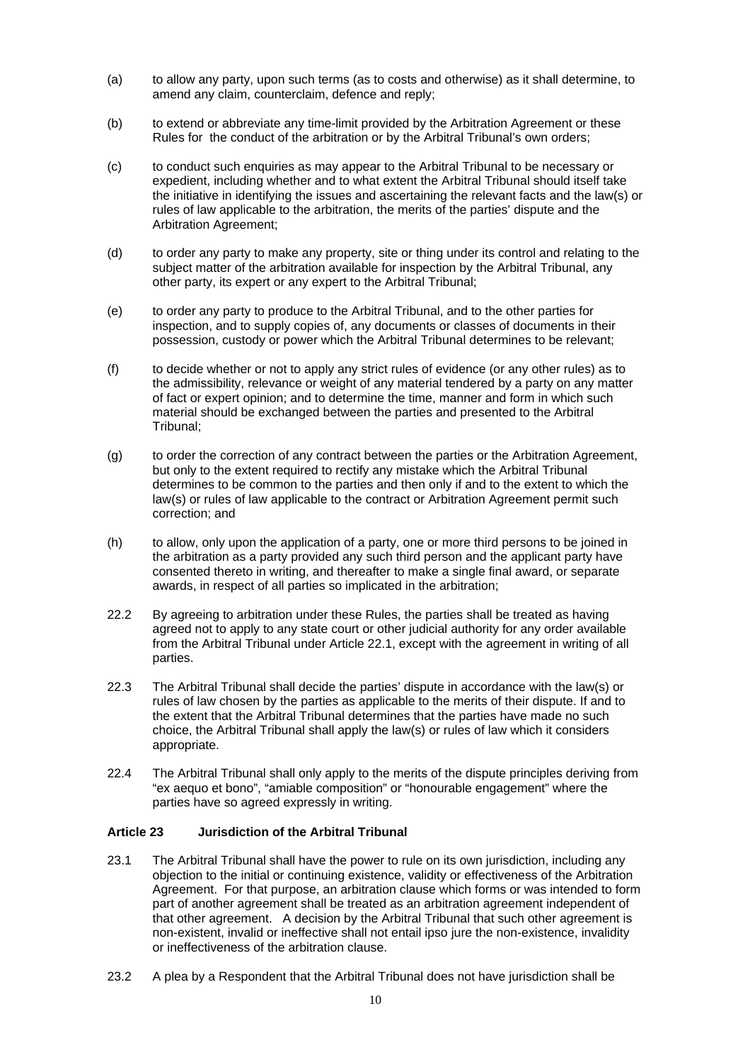(a) to allow any party, upon such terms (as to costs and otherwise) as it shall determine, to amend any claim, counterclaim, defence and reply;

(b) to extend or abbreviate any time-limit provided by the Arbitration Agreement or these Rules for the conduct of the arbitration or by the Arbitral Tribunal's own orders;

(c) to conduct such enquiries as may appear to the Arbitral Tribunal to be necessary or expedient, including whether and to what extent the Arbitral Tribunal should itself take the initiative in identifying the issues and ascertaining the relevant facts and the law(s) or rules of law applicable to the arbitration, the merits of the parties' dispute and the Arbitration Agreement;

(d) to order any party to make any property, site or thing under its control and relating to the subject matter of the arbitration available for inspection by the Arbitral Tribunal, any other party, its expert or any expert to the Arbitral Tribunal;

(e) to order any party to produce to the Arbitral Tribunal, and to the other parties for inspection, and to supply copies of, any documents or classes of documents in their possession, custody or power which the Arbitral Tribunal determines to be relevant;

(f) to decide whether or not to apply any strict rules of evidence (or any other rules) as to the admissibility, relevance or weight of any material tendered by a party on any matter of fact or expert opinion; and to determine the time, manner and form in which such material should be exchanged between the parties and presented to the Arbitral Tribunal;

(g) to order the correction of any contract between the parties or the Arbitration Agreement, but only to the extent required to rectify any mistake which the Arbitral Tribunal determines to be common to the parties and then only if and to the extent to which the law(s) or rules of law applicable to the contract or Arbitration Agreement permit such correction; and

(h) to allow, only upon the application of a party, one or more third persons to be joined in the arbitration as a party provided any such third person and the applicant party have consented thereto in writing, and thereafter to make a single final award, or separate awards, in respect of all parties so implicated in the arbitration;

22.2 By agreeing to arbitration under these Rules, the parties shall be treated as having agreed not to apply to any state court or other judicial authority for any order available from the Arbitral Tribunal under Article 22.1, except with the agreement in writing of all parties.

22.3 The Arbitral Tribunal shall decide the parties' dispute in accordance with the law(s) or rules of law chosen by the parties as applicable to the merits of their dispute. If and to the extent that the Arbitral Tribunal determines that the parties have made no such choice, the Arbitral Tribunal shall apply the law(s) or rules of law which it considers appropriate.

22.4 The Arbitral Tribunal shall only apply to the merits of the dispute principles deriving from "ex aequo et bono", "amiable composition" or "honourable engagement" where the parties have so agreed expressly in writing.

### Article 23 Jurisdiction of the Arbitral Tribunal

23.1 The Arbitral Tribunal shall have the power to rule on its own jurisdiction, including any objection to the initial or continuing existence, validity or effectiveness of the Arbitration Agreement. For that purpose, an arbitration clause which forms or was intended to form part of another agreement shall be treated as an arbitration agreement independent of that other agreement. A decision by the Arbitral Tribunal that such other agreement is non-existent, invalid or ineffective shall not entail ipso jure the non-existence, invalidity or ineffectiveness of the arbitration clause.

23.2 A plea by a Respondent that the Arbitral Tribunal does not have jurisdiction shall be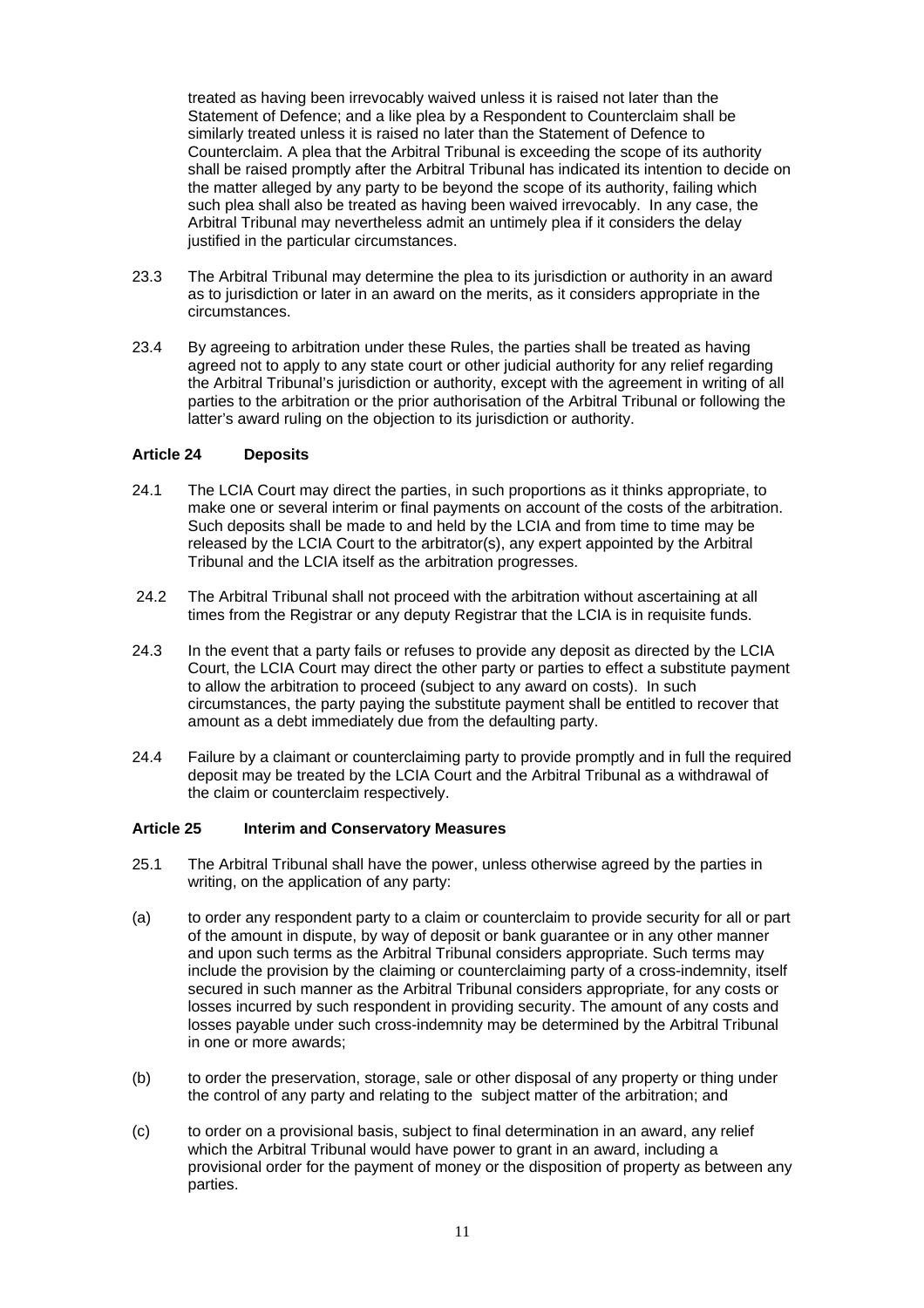treated as having been irrevocably waived unless it is raised not later than the Statement of Defence; and a like plea by a Respondent to Counterclaim shall be similarly treated unless it is raised no later than the Statement of Defence to Counterclaim. A plea that the Arbitral Tribunal is exceeding the scope of its authority shall be raised promptly after the Arbitral Tribunal has indicated its intention to decide on the matter alleged by any party to be beyond the scope of its authority, failing which such plea shall also be treated as having been waived irrevocably. In any case, the Arbitral Tribunal may nevertheless admit an untimely plea if it considers the delay justified in the particular circumstances.

23.3 The Arbitral Tribunal may determine the plea to its jurisdiction or authority in an award as to jurisdiction or later in an award on the merits, as it considers appropriate in the circumstances.

23.4 By agreeing to arbitration under these Rules, the parties shall be treated as having agreed not to apply to any state court or other judicial authority for any relief regarding the Arbitral Tribunal's jurisdiction or authority, except with the agreement in writing of all parties to the arbitration or the prior authorisation of the Arbitral Tribunal or following the latter's award ruling on the objection to its jurisdiction or authority.

### Article 24 Deposits

24.1 The LCIA Court may direct the parties, in such proportions as it thinks appropriate, to make one or several interim or final payments on account of the costs of the arbitration. Such deposits shall be made to and held by the LCIA and from time to time may be released by the LCIA Court to the arbitrator(s), any expert appointed by the Arbitral Tribunal and the LCIA itself as the arbitration progresses.

24.2 The Arbitral Tribunal shall not proceed with the arbitration without ascertaining at all times from the Registrar or any deputy Registrar that the LCIA is in requisite funds.

24.3 In the event that a party fails or refuses to provide any deposit as directed by the LCIA Court, the LCIA Court may direct the other party or parties to effect a substitute payment to allow the arbitration to proceed (subject to any award on costs). In such circumstances, the party paying the substitute payment shall be entitled to recover that amount as a debt immediately due from the defaulting party.

24.4 Failure by a claimant or counterclaiming party to provide promptly and in full the required deposit may be treated by the LCIA Court and the Arbitral Tribunal as a withdrawal of the claim or counterclaim respectively.

### Article 25 Interim and Conservatory Measures

25.1 The Arbitral Tribunal shall have the power, unless otherwise agreed by the parties in writing, on the application of any party:

(a) to order any respondent party to a claim or counterclaim to provide security for all or part of the amount in dispute, by way of deposit or bank guarantee or in any other manner and upon such terms as the Arbitral Tribunal considers appropriate. Such terms may include the provision by the claiming or counterclaiming party of a cross-indemnity, itself secured in such manner as the Arbitral Tribunal considers appropriate, for any costs or losses incurred by such respondent in providing security. The amount of any costs and losses payable under such cross-indemnity may be determined by the Arbitral Tribunal in one or more awards;

(b) to order the preservation, storage, sale or other disposal of any property or thing under the control of any party and relating to the subject matter of the arbitration; and

(c) to order on a provisional basis, subject to final determination in an award, any relief which the Arbitral Tribunal would have power to grant in an award, including a provisional order for the payment of money or the disposition of property as between any parties.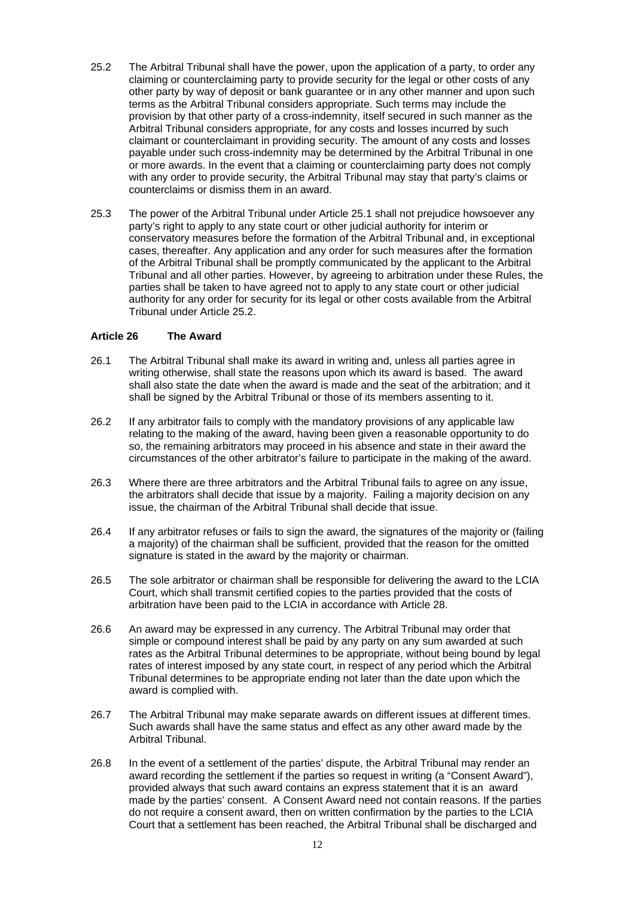25.2 The Arbitral Tribunal shall have the power, upon the application of a party, to order any claiming or counterclaiming party to provide security for the legal or other costs of any other party by way of deposit or bank guarantee or in any other manner and upon such terms as the Arbitral Tribunal considers appropriate. Such terms may include the provision by that other party of a cross-indemnity, itself secured in such manner as the Arbitral Tribunal considers appropriate, for any costs and losses incurred by such claimant or counterclaimant in providing security. The amount of any costs and losses payable under such cross-indemnity may be determined by the Arbitral Tribunal in one or more awards. In the event that a claiming or counterclaiming party does not comply with any order to provide security, the Arbitral Tribunal may stay that party's claims or counterclaims or dismiss them in an award.

25.3 The power of the Arbitral Tribunal under Article 25.1 shall not prejudice howsoever any party's right to apply to any state court or other judicial authority for interim or conservatory measures before the formation of the Arbitral Tribunal and, in exceptional cases, thereafter. Any application and any order for such measures after the formation of the Arbitral Tribunal shall be promptly communicated by the applicant to the Arbitral Tribunal and all other parties. However, by agreeing to arbitration under these Rules, the parties shall be taken to have agreed not to apply to any state court or other judicial authority for any order for security for its legal or other costs available from the Arbitral Tribunal under Article 25.2.

**Article 26 The Award**

26.1 The Arbitral Tribunal shall make its award in writing and, unless all parties agree in writing otherwise, shall state the reasons upon which its award is based. The award shall also state the date when the award is made and the seat of the arbitration; and it shall be signed by the Arbitral Tribunal or those of its members assenting to it.

26.2 If any arbitrator fails to comply with the mandatory provisions of any applicable law relating to the making of the award, having been given a reasonable opportunity to do so, the remaining arbitrators may proceed in his absence and state in their award the circumstances of the other arbitrator's failure to participate in the making of the award.

26.3 Where there are three arbitrators and the Arbitral Tribunal fails to agree on any issue, the arbitrators shall decide that issue by a majority. Failing a majority decision on any issue, the chairman of the Arbitral Tribunal shall decide that issue.

26.4 If any arbitrator refuses or fails to sign the award, the signatures of the majority or (failing a majority) of the chairman shall be sufficient, provided that the reason for the omitted signature is stated in the award by the majority or chairman.

26.5 The sole arbitrator or chairman shall be responsible for delivering the award to the LCIA Court, which shall transmit certified copies to the parties provided that the costs of arbitration have been paid to the LCIA in accordance with Article 28.

26.6 An award may be expressed in any currency. The Arbitral Tribunal may order that simple or compound interest shall be paid by any party on any sum awarded at such rates as the Arbitral Tribunal determines to be appropriate, without being bound by legal rates of interest imposed by any state court, in respect of any period which the Arbitral Tribunal determines to be appropriate ending not later than the date upon which the award is complied with.

26.7 The Arbitral Tribunal may make separate awards on different issues at different times. Such awards shall have the same status and effect as any other award made by the Arbitral Tribunal.

26.8 In the event of a settlement of the parties' dispute, the Arbitral Tribunal may render an award recording the settlement if the parties so request in writing (a "Consent Award"), provided always that such award contains an express statement that it is an award made by the parties' consent. A Consent Award need not contain reasons. If the parties do not require a consent award, then on written confirmation by the parties to the LCIA Court that a settlement has been reached, the Arbitral Tribunal shall be discharged and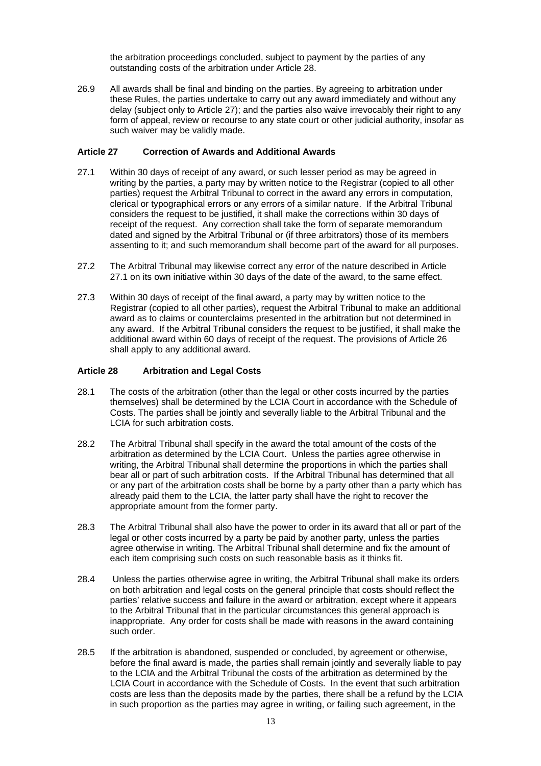the arbitration proceedings concluded, subject to payment by the parties of any outstanding costs of the arbitration under Article 28.

26.9 All awards shall be final and binding on the parties. By agreeing to arbitration under these Rules, the parties undertake to carry out any award immediately and without any delay (subject only to Article 27); and the parties also waive irrevocably their right to any form of appeal, review or recourse to any state court or other judicial authority, insofar as such waiver may be validly made.

### Article 27 Correction of Awards and Additional Awards

27.1 Within 30 days of receipt of any award, or such lesser period as may be agreed in writing by the parties, a party may by written notice to the Registrar (copied to all other parties) request the Arbitral Tribunal to correct in the award any errors in computation, clerical or typographical errors or any errors of a similar nature. If the Arbitral Tribunal considers the request to be justified, it shall make the corrections within 30 days of receipt of the request. Any correction shall take the form of separate memorandum dated and signed by the Arbitral Tribunal or (if three arbitrators) those of its members assenting to it; and such memorandum shall become part of the award for all purposes.

27.2 The Arbitral Tribunal may likewise correct any error of the nature described in Article 27.1 on its own initiative within 30 days of the date of the award, to the same effect.

27.3 Within 30 days of receipt of the final award, a party may by written notice to the Registrar (copied to all other parties), request the Arbitral Tribunal to make an additional award as to claims or counterclaims presented in the arbitration but not determined in any award. If the Arbitral Tribunal considers the request to be justified, it shall make the additional award within 60 days of receipt of the request. The provisions of Article 26 shall apply to any additional award.

### Article 28 Arbitration and Legal Costs

28.1 The costs of the arbitration (other than the legal or other costs incurred by the parties themselves) shall be determined by the LCIA Court in accordance with the Schedule of Costs. The parties shall be jointly and severally liable to the Arbitral Tribunal and the LCIA for such arbitration costs.

28.2 The Arbitral Tribunal shall specify in the award the total amount of the costs of the arbitration as determined by the LCIA Court. Unless the parties agree otherwise in writing, the Arbitral Tribunal shall determine the proportions in which the parties shall bear all or part of such arbitration costs. If the Arbitral Tribunal has determined that all or any part of the arbitration costs shall be borne by a party other than a party which has already paid them to the LCIA, the latter party shall have the right to recover the appropriate amount from the former party.

28.3 The Arbitral Tribunal shall also have the power to order in its award that all or part of the legal or other costs incurred by a party be paid by another party, unless the parties agree otherwise in writing. The Arbitral Tribunal shall determine and fix the amount of each item comprising such costs on such reasonable basis as it thinks fit.

28.4 Unless the parties otherwise agree in writing, the Arbitral Tribunal shall make its orders on both arbitration and legal costs on the general principle that costs should reflect the parties' relative success and failure in the award or arbitration, except where it appears to the Arbitral Tribunal that in the particular circumstances this general approach is inappropriate. Any order for costs shall be made with reasons in the award containing such order.

28.5 If the arbitration is abandoned, suspended or concluded, by agreement or otherwise, before the final award is made, the parties shall remain jointly and severally liable to pay to the LCIA and the Arbitral Tribunal the costs of the arbitration as determined by the LCIA Court in accordance with the Schedule of Costs. In the event that such arbitration costs are less than the deposits made by the parties, there shall be a refund by the LCIA in such proportion as the parties may agree in writing, or failing such agreement, in the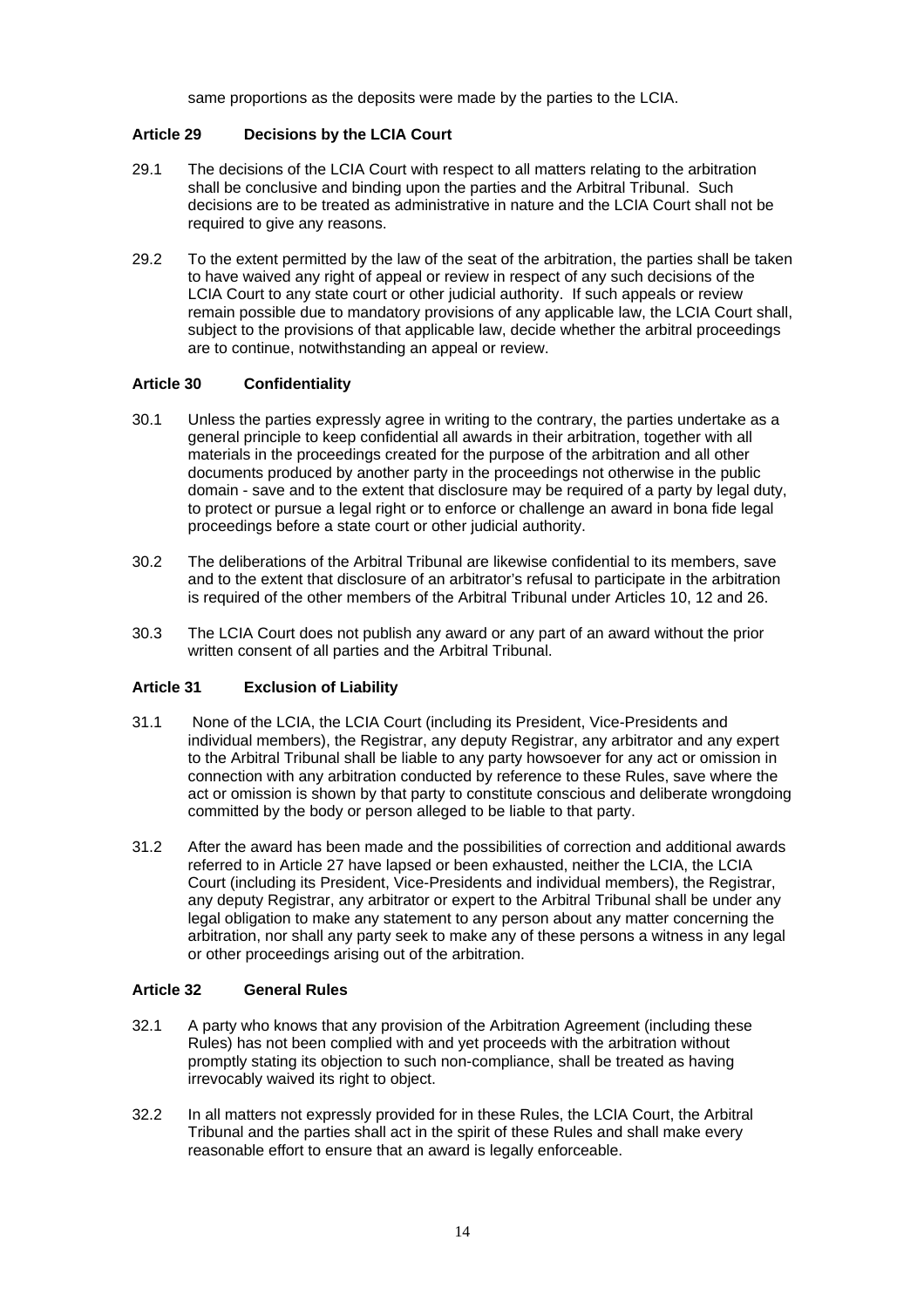same proportions as the deposits were made by the parties to the LCIA.

### Article 29 Decisions by the LCIA Court

29.1 The decisions of the LCIA Court with respect to all matters relating to the arbitration shall be conclusive and binding upon the parties and the Arbitral Tribunal. Such decisions are to be treated as administrative in nature and the LCIA Court shall not be required to give any reasons.

29.2 To the extent permitted by the law of the seat of the arbitration, the parties shall be taken to have waived any right of appeal or review in respect of any such decisions of the LCIA Court to any state court or other judicial authority. If such appeals or review remain possible due to mandatory provisions of any applicable law, the LCIA Court shall, subject to the provisions of that applicable law, decide whether the arbitral proceedings are to continue, notwithstanding an appeal or review.

### Article 30 Confidentiality

30.1 Unless the parties expressly agree in writing to the contrary, the parties undertake as a general principle to keep confidential all awards in their arbitration, together with all materials in the proceedings created for the purpose of the arbitration and all other documents produced by another party in the proceedings not otherwise in the public domain - save and to the extent that disclosure may be required of a party by legal duty, to protect or pursue a legal right or to enforce or challenge an award in bona fide legal proceedings before a state court or other judicial authority.

30.2 The deliberations of the Arbitral Tribunal are likewise confidential to its members, save and to the extent that disclosure of an arbitrator's refusal to participate in the arbitration is required of the other members of the Arbitral Tribunal under Articles 10, 12 and 26.

30.3 The LCIA Court does not publish any award or any part of an award without the prior written consent of all parties and the Arbitral Tribunal.

### Article 31 Exclusion of Liability

31.1 None of the LCIA, the LCIA Court (including its President, Vice-Presidents and individual members), the Registrar, any deputy Registrar, any arbitrator and any expert to the Arbitral Tribunal shall be liable to any party howsoever for any act or omission in connection with any arbitration conducted by reference to these Rules, save where the act or omission is shown by that party to constitute conscious and deliberate wrongdoing committed by the body or person alleged to be liable to that party.

31.2 After the award has been made and the possibilities of correction and additional awards referred to in Article 27 have lapsed or been exhausted, neither the LCIA, the LCIA Court (including its President, Vice-Presidents and individual members), the Registrar, any deputy Registrar, any arbitrator or expert to the Arbitral Tribunal shall be under any legal obligation to make any statement to any person about any matter concerning the arbitration, nor shall any party seek to make any of these persons a witness in any legal or other proceedings arising out of the arbitration.

### Article 32 General Rules

32.1 A party who knows that any provision of the Arbitration Agreement (including these Rules) has not been complied with and yet proceeds with the arbitration without promptly stating its objection to such non-compliance, shall be treated as having irrevocably waived its right to object.

32.2 In all matters not expressly provided for in these Rules, the LCIA Court, the Arbitral Tribunal and the parties shall act in the spirit of these Rules and shall make every reasonable effort to ensure that an award is legally enforceable.